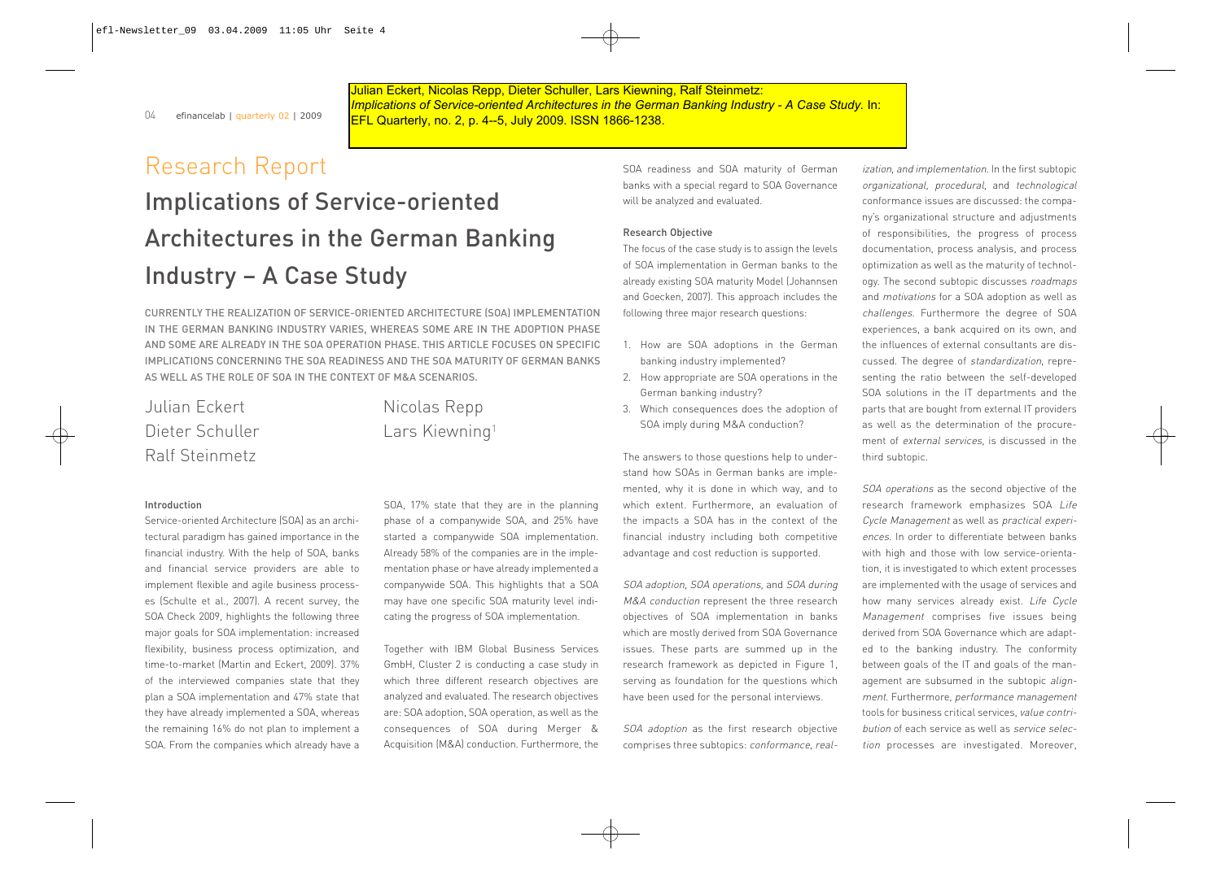Julian Eckert, Nicolas Repp, Dieter Schuller, Lars Kiewning, Ralf Steinmetz:
*Implications of Service-oriented Architectures in the German Banking Industry - A Case Study.* In: EFL Quarterly, no. 2, p. 4--5, July 2009. ISSN 1866-1238.

## Research Report

# Implications of Service-oriented Architectures in the German Banking Industry – A Case Study

CURRENTLY THE REALIZATION OF SERVICE-ORIENTED ARCHITECTURE (SOA) IMPLEMENTATION IN THE GERMAN BANKING INDUSTRY VARIES, WHEREAS SOME ARE IN THE ADOPTION PHASE AND SOME ARE ALREADY IN THE SOA OPERATION PHASE. THIS ARTICLE FOCUSES ON SPECIFIC IMPLICATIONS CONCERNING THE SOA READINESS AND THE SOA MATURITY OF GERMAN BANKS AS WELL AS THE ROLE OF SOA IN THE CONTEXT OF M&A SCENARIOS.

Julian Eckert
Dieter Schuller
Ralf Steinmetz
Nicolas Repp
Lars Kiewning[1]

### Introduction

Service-oriented Architecture (SOA) as an architectural paradigm has gained importance in the financial industry. With the help of SOA, banks and financial service providers are able to implement flexible and agile business processes (Schulte et al., 2007). A recent survey, the SOA Check 2009, highlights the following three major goals for SOA implementation: increased flexibility, business process optimization, and time-to-market (Martin and Eckert, 2009). 37% of the interviewed companies state that they plan a SOA implementation and 47% state that they have already implemented a SOA, whereas the remaining 16% do not plan to implement a SOA. From the companies which already have a SOA, 17% state that they are in the planning phase of a companywide SOA, and 25% have started a companywide SOA implementation. Already 58% of the companies are in the implementation phase or have already implemented a companywide SOA. This highlights that a SOA may have one specific SOA maturity level indicating the progress of SOA implementation.

Together with IBM Global Business Services GmbH, Cluster 2 is conducting a case study in which three different research objectives are analyzed and evaluated. The research objectives are: SOA adoption, SOA operation, as well as the consequences of SOA during Merger & Acquisition (M&A) conduction. Furthermore, the SOA readiness and SOA maturity of German banks with a special regard to SOA Governance will be analyzed and evaluated.

### Research Objective

The focus of the case study is to assign the levels of SOA implementation in German banks to the already existing SOA maturity Model (Johannsen and Goecken, 2007). This approach includes the following three major research questions:

1. How are SOA adoptions in the German banking industry implemented?
2. How appropriate are SOA operations in the German banking industry?
3. Which consequences does the adoption of SOA imply during M&A conduction?

The answers to those questions help to understand how SOAs in German banks are implemented, why it is done in which way, and to which extent. Furthermore, an evaluation of the impacts a SOA has in the context of the financial industry including both competitive advantage and cost reduction is supported.

*SOA adoption*, *SOA operations*, and *SOA during M&A conduction* represent the three research objectives of SOA implementation in banks which are mostly derived from SOA Governance issues. These parts are summed up in the research framework as depicted in Figure 1, serving as foundation for the questions which have been used for the personal interviews.

*SOA adoption* as the first research objective comprises three subtopics: *conformance*, *realization*, and *implementation*. In the first subtopic *organizational*, *procedural*, and *technological* conformance issues are discussed: the company's organizational structure and adjustments of responsibilities, the progress of process documentation, process analysis, and process optimization as well as the maturity of technology. The second subtopic discusses *roadmaps* and *motivations* for a SOA adoption as well as *challenges*. Furthermore the degree of SOA experiences, a bank acquired on its own, and the influences of external consultants are discussed. The degree of *standardization*, representing the ratio between the self-developed SOA solutions in the IT departments and the parts that are bought from external IT providers as well as the determination of the procurement of *external services*, is discussed in the third subtopic.

*SOA operations* as the second objective of the research framework emphasizes SOA *Life Cycle Management* as well as *practical experiences*. In order to differentiate between banks with high and those with low service-orientation, it is investigated to which extent processes are implemented with the usage of services and how many services already exist. *Life Cycle Management* comprises five issues being derived from SOA Governance which are adapted to the banking industry. The conformity between goals of the IT and goals of the management are subsumed in the subtopic *alignment*. Furthermore, *performance management* tools for business critical services, *value contribution* of each service as well as *service selection* processes are investigated. Moreover,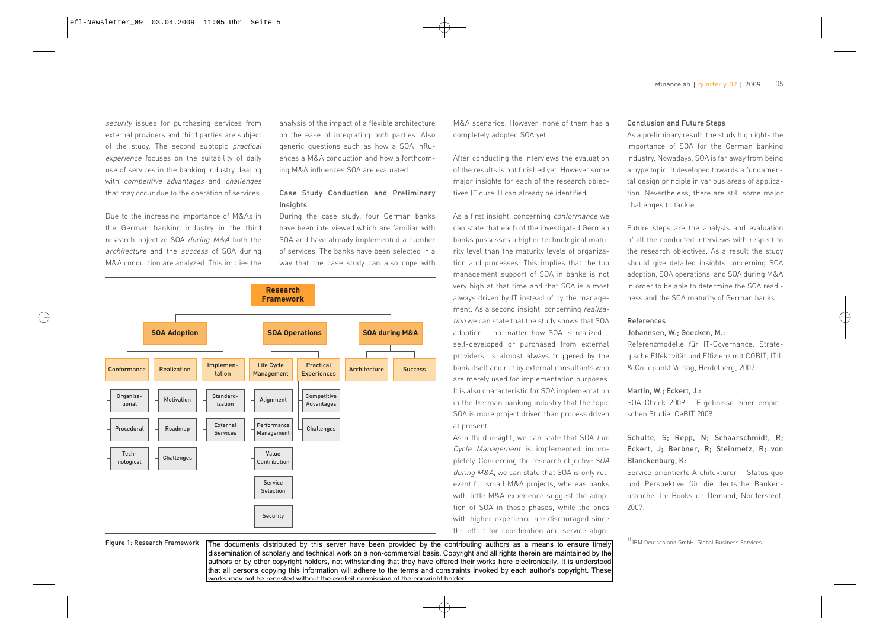*security* issues for purchasing services from external providers and third parties are subject of the study. The second subtopic *practical experience* focuses on the suitability of daily use of services in the banking industry dealing with *competitive advantages* and *challenges* that may occur due to the operation of services.

Due to the increasing importance of M&As in the German banking industry in the third research objective SOA *during M&A* both the *architecture* and the *success* of SOA during M&A conduction are analyzed. This implies the analysis of the impact of a flexible architecture on the ease of integrating both parties. Also generic questions such as how a SOA influences a M&A conduction and how a forthcoming M&A influences SOA are evaluated.

### Case Study Conduction and Preliminary Insights

During the case study, four German banks have been interviewed which are familiar with SOA and have already implemented a number of services. The banks have been selected in a way that the case study can also cope with M&A scenarios. However, none of them has a completely adopted SOA yet.

After conducting the interviews the evaluation of the results is not finished yet. However some major insights for each of the research objectives (Figure 1) can already be identified.

As a first insight, concerning *conformance* we can state that each of the investigated German banks possesses a higher technological maturity level than the maturity levels of organization and processes. This implies that the top management support of SOA in banks is not very high at that time and that SOA is almost always driven by IT instead of by the management. As a second insight, concerning *realization* we can state that the study shows that SOA adoption – no matter how SOA is realized – self-developed or purchased from external providers, is almost always triggered by the bank itself and not by external consultants who are merely used for implementation purposes. It is also characteristic for SOA implementation in the German banking industry that the topic SOA is more project driven than process driven at present.

As a third insight, we can state that SOA *Life Cycle Management* is implemented incompletely. Concerning the research objective *SOA during M&A*, we can state that SOA is only relevant for small M&A projects, whereas banks with little M&A experience suggest the adoption of SOA in those phases, while the ones with higher experience are discouraged since the effort for coordination and service align-

Research Framework

SOA Adoption
Conformance: Organizational, Procedural, Technological
Realization: Motivation, Roadmap, Challenges
Implementation: Standardization, External Services

SOA Operations
Life Cycle Management: Alignment, Performance Management, Value Contribution, Service Selection, Security
Practical Experiences: Competitive Advantages, Challenges

SOA during M&A
Architecture
Success

Figure 1: Research Framework

### Conclusion and Future Steps

As a preliminary result, the study highlights the importance of SOA for the German banking industry. Nowadays, SOA is far away from being a hype topic. It developed towards a fundamental design principle in various areas of application. Nevertheless, there are still some major challenges to tackle.

Future steps are the analysis and evaluation of all the conducted interviews with respect to the research objectives. As a result the study should give detailed insights concerning SOA adoption, SOA operations, and SOA during M&A in order to be able to determine the SOA readiness and the SOA maturity of German banks.

### References

**Johannsen, W.; Goecken, M.:**
Referenzmodelle für IT-Governance: Strategische Effektivität und Effizienz mit COBIT, ITIL & Co. dpunkt Verlag, Heidelberg, 2007.

**Martin, W.; Eckert, J.:**
SOA Check 2009 – Ergebnisse einer empirischen Studie. CeBIT 2009.

**Schulte, S; Repp, N; Schaarschmidt, R; Eckert, J; Berbner, R; Steinmetz, R; von Blanckenburg, K:**
Service-orientierte Architekturen – Status quo und Perspektive für die deutsche Bankenbranche. In: Books on Demand, Norderstedt, 2007.

[1] IBM Deutschland GmbH, Global Business Services

The documents distributed by this server have been provided by the contributing authors as a means to ensure timely dissemination of scholarly and technical work on a non-commercial basis. Copyright and all rights therein are maintained by the authors or by other copyright holders, not withstanding that they have offered their works here electronically. It is understood that all persons copying this information will adhere to the terms and constraints invoked by each author's copyright. These works may not be reposted without the explicit permission of the copyright holder.